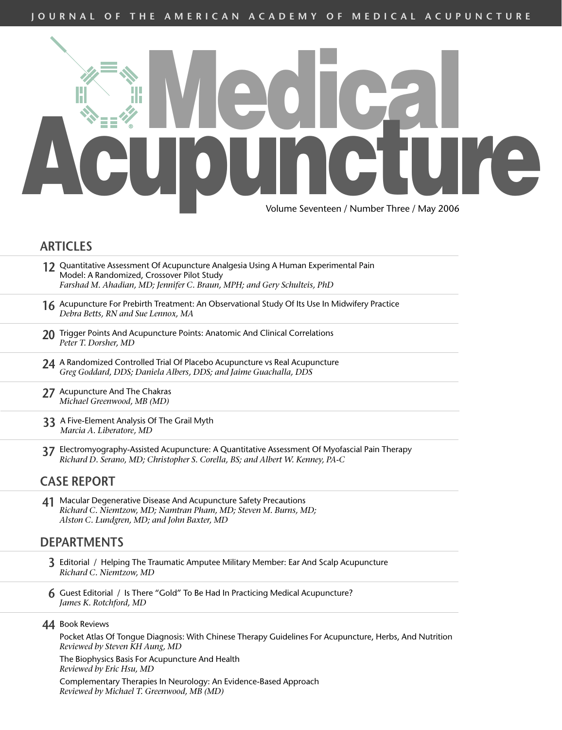JOURNAL OF THE AMERICAN ACADEMY OF MEDICAL ACUPUNCTURE

# Medical Acupuncture

Volume Seventeen / Number Three / May 2006

## ARTICLES

**12** Quantitative Assessment Of Acupuncture Analgesia Using A Human Experimental Pain Model: A Randomized, Crossover Pilot Study
*Farshad M. Ahadian, MD; Jennifer C. Braun, MPH; and Gery Schulteis, PhD*

**16** Acupuncture For Prebirth Treatment: An Observational Study Of Its Use In Midwifery Practice
*Debra Betts, RN and Sue Lennox, MA*

**20** Trigger Points And Acupuncture Points: Anatomic And Clinical Correlations
*Peter T. Dorsher, MD*

**24** A Randomized Controlled Trial Of Placebo Acupuncture vs Real Acupuncture
*Greg Goddard, DDS; Daniela Albers, DDS; and Jaime Guachalla, DDS*

**27** Acupuncture And The Chakras
*Michael Greenwood, MB (MD)*

**33** A Five-Element Analysis Of The Grail Myth
*Marcia A. Liberatore, MD*

**37** Electromyography-Assisted Acupuncture: A Quantitative Assessment Of Myofascial Pain Therapy
*Richard D. Serano, MD; Christopher S. Corella, BS; and Albert W. Kenney, PA-C*

## CASE REPORT

**41** Macular Degenerative Disease And Acupuncture Safety Precautions
*Richard C. Niemtzow, MD; Namtran Pham, MD; Steven M. Burns, MD; Alston C. Lundgren, MD; and John Baxter, MD*

## DEPARTMENTS

**3** Editorial / Helping The Traumatic Amputee Military Member: Ear And Scalp Acupuncture
*Richard C. Niemtzow, MD*

**6** Guest Editorial / Is There "Gold" To Be Had In Practicing Medical Acupuncture?
*James K. Rotchford, MD*

**44** Book Reviews

Pocket Atlas Of Tongue Diagnosis: With Chinese Therapy Guidelines For Acupuncture, Herbs, And Nutrition
*Reviewed by Steven KH Aung, MD*

The Biophysics Basis For Acupuncture And Health
*Reviewed by Eric Hsu, MD*

Complementary Therapies In Neurology: An Evidence-Based Approach
*Reviewed by Michael T. Greenwood, MB (MD)*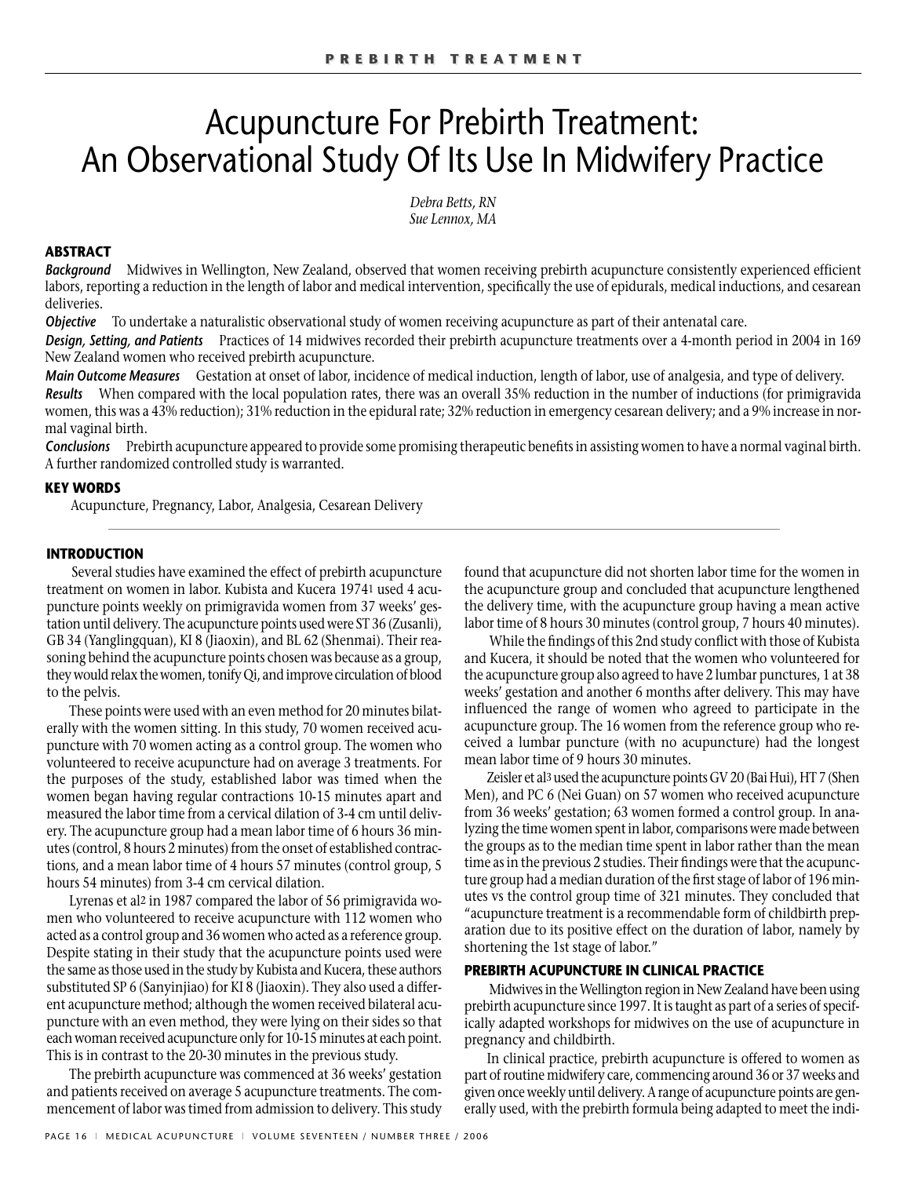# Acupuncture For Prebirth Treatment: An Observational Study Of Its Use In Midwifery Practice

*Debra Betts, RN*
*Sue Lennox, MA*

## ABSTRACT

***Background*** Midwives in Wellington, New Zealand, observed that women receiving prebirth acupuncture consistently experienced efficient labors, reporting a reduction in the length of labor and medical intervention, specifically the use of epidurals, medical inductions, and cesarean deliveries.

***Objective*** To undertake a naturalistic observational study of women receiving acupuncture as part of their antenatal care.

***Design, Setting, and Patients*** Practices of 14 midwives recorded their prebirth acupuncture treatments over a 4-month period in 2004 in 169 New Zealand women who received prebirth acupuncture.

***Main Outcome Measures*** Gestation at onset of labor, incidence of medical induction, length of labor, use of analgesia, and type of delivery.

***Results*** When compared with the local population rates, there was an overall 35% reduction in the number of inductions (for primigravida women, this was a 43% reduction); 31% reduction in the epidural rate; 32% reduction in emergency cesarean delivery; and a 9% increase in normal vaginal birth.

***Conclusions*** Prebirth acupuncture appeared to provide some promising therapeutic benefits in assisting women to have a normal vaginal birth. A further randomized controlled study is warranted.

## KEY WORDS

Acupuncture, Pregnancy, Labor, Analgesia, Cesarean Delivery

## INTRODUCTION

Several studies have examined the effect of prebirth acupuncture treatment on women in labor. Kubista and Kucera 1974[1] used 4 acupuncture points weekly on primigravida women from 37 weeks' gestation until delivery. The acupuncture points used were ST 36 (Zusanli), GB 34 (Yanglingquan), KI 8 (Jiaoxin), and BL 62 (Shenmai). Their reasoning behind the acupuncture points chosen was because as a group, they would relax the women, tonify Qi, and improve circulation of blood to the pelvis.

These points were used with an even method for 20 minutes bilaterally with the women sitting. In this study, 70 women received acupuncture with 70 women acting as a control group. The women who volunteered to receive acupuncture had on average 3 treatments. For the purposes of the study, established labor was timed when the women began having regular contractions 10-15 minutes apart and measured the labor time from a cervical dilation of 3-4 cm until delivery. The acupuncture group had a mean labor time of 6 hours 36 minutes (control, 8 hours 2 minutes) from the onset of established contractions, and a mean labor time of 4 hours 57 minutes (control group, 5 hours 54 minutes) from 3-4 cm cervical dilation.

Lyrenas et al[2] in 1987 compared the labor of 56 primigravida women who volunteered to receive acupuncture with 112 women who acted as a control group and 36 women who acted as a reference group. Despite stating in their study that the acupuncture points used were the same as those used in the study by Kubista and Kucera, these authors substituted SP 6 (Sanyinjiao) for KI 8 (Jiaoxin). They also used a different acupuncture method; although the women received bilateral acupuncture with an even method, they were lying on their sides so that each woman received acupuncture only for 10-15 minutes at each point. This is in contrast to the 20-30 minutes in the previous study.

The prebirth acupuncture was commenced at 36 weeks' gestation and patients received on average 5 acupuncture treatments. The commencement of labor was timed from admission to delivery. This study found that acupuncture did not shorten labor time for the women in the acupuncture group and concluded that acupuncture lengthened the delivery time, with the acupuncture group having a mean active labor time of 8 hours 30 minutes (control group, 7 hours 40 minutes).

While the findings of this 2nd study conflict with those of Kubista and Kucera, it should be noted that the women who volunteered for the acupuncture group also agreed to have 2 lumbar punctures, 1 at 38 weeks' gestation and another 6 months after delivery. This may have influenced the range of women who agreed to participate in the acupuncture group. The 16 women from the reference group who received a lumbar puncture (with no acupuncture) had the longest mean labor time of 9 hours 30 minutes.

Zeisler et al[3] used the acupuncture points GV 20 (Bai Hui), HT 7 (Shen Men), and PC 6 (Nei Guan) on 57 women who received acupuncture from 36 weeks' gestation; 63 women formed a control group. In analyzing the time women spent in labor, comparisons were made between the groups as to the median time spent in labor rather than the mean time as in the previous 2 studies. Their findings were that the acupuncture group had a median duration of the first stage of labor of 196 minutes vs the control group time of 321 minutes. They concluded that "acupuncture treatment is a recommendable form of childbirth preparation due to its positive effect on the duration of labor, namely by shortening the 1st stage of labor."

## PREBIRTH ACUPUNCTURE IN CLINICAL PRACTICE

Midwives in the Wellington region in New Zealand have been using prebirth acupuncture since 1997. It is taught as part of a series of specifically adapted workshops for midwives on the use of acupuncture in pregnancy and childbirth.

In clinical practice, prebirth acupuncture is offered to women as part of routine midwifery care, commencing around 36 or 37 weeks and given once weekly until delivery. A range of acupuncture points are generally used, with the prebirth formula being adapted to meet the indi-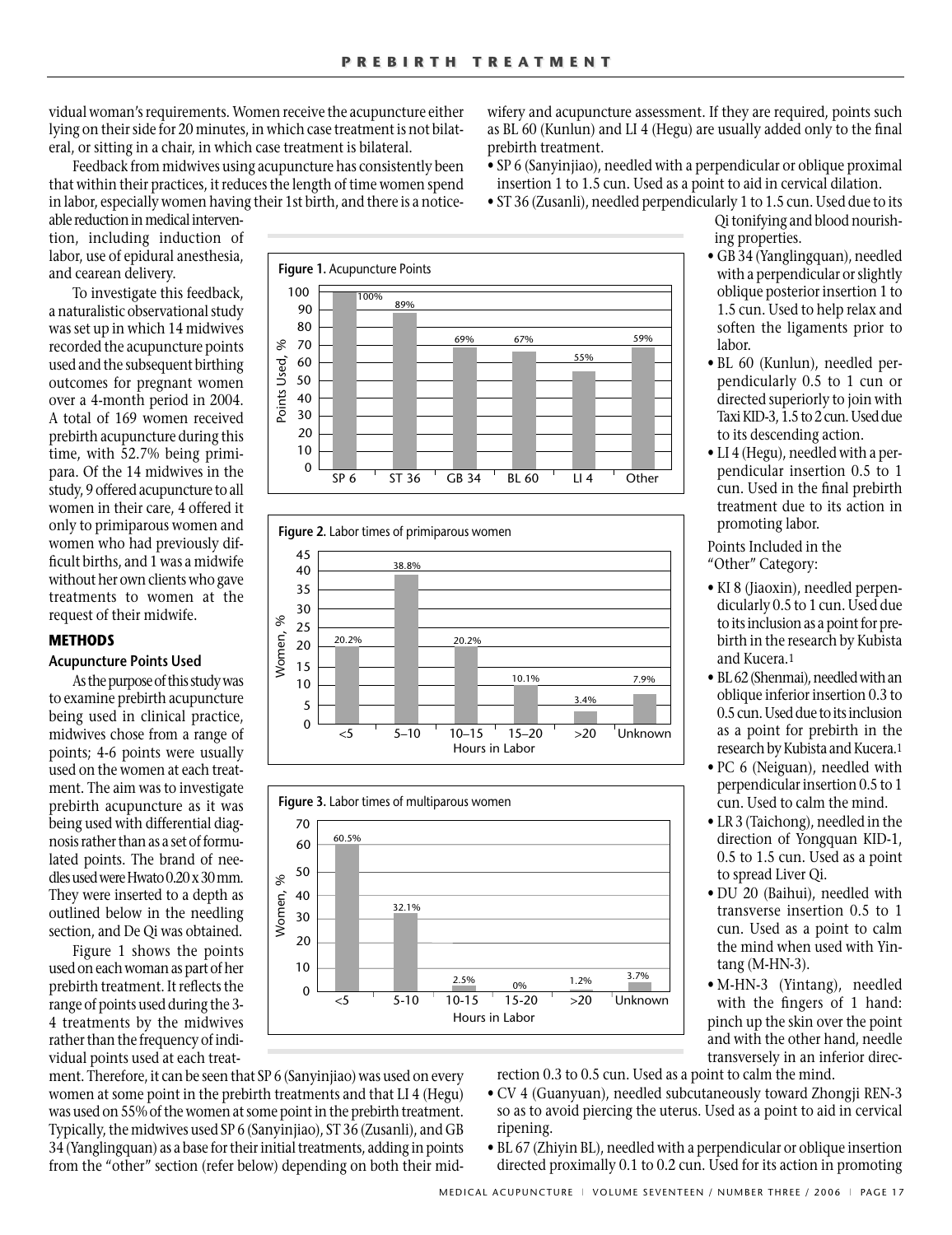vidual woman's requirements. Women receive the acupuncture either lying on their side for 20 minutes, in which case treatment is not bilateral, or sitting in a chair, in which case treatment is bilateral.

Feedback from midwives using acupuncture has consistently been that within their practices, it reduces the length of time women spend in labor, especially women having their 1st birth, and there is a noticeable reduction in medical intervention, including induction of labor, use of epidural anesthesia, and cearean delivery.

To investigate this feedback, a naturalistic observational study was set up in which 14 midwives recorded the acupuncture points used and the subsequent birthing outcomes for pregnant women over a 4-month period in 2004. A total of 169 women received prebirth acupuncture during this time, with 52.7% being primipara. Of the 14 midwives in the study, 9 offered acupuncture to all women in their care, 4 offered it only to primiparous women and women who had previously difficult births, and 1 was a midwife without her own clients who gave treatments to women at the request of their midwife.

## METHODS

### Acupuncture Points Used

As the purpose of this study was to examine prebirth acupuncture being used in clinical practice, midwives chose from a range of points; 4-6 points were usually used on the women at each treatment. The aim was to investigate prebirth acupuncture as it was being used with differential diagnosis rather than as a set of formulated points. The brand of needles used were Hwato 0.20 x 30 mm. They were inserted to a depth as outlined below in the needling section, and De Qi was obtained.

Figure 1 shows the points used on each woman as part of her prebirth treatment. It reflects the range of points used during the 3-4 treatments by the midwives rather than the frequency of individual points used at each treatment. Therefore, it can be seen that SP 6 (Sanyinjiao) was used on every women at some point in the prebirth treatments and that LI 4 (Hegu) was used on 55% of the women at some point in the prebirth treatment. Typically, the midwives used SP 6 (Sanyinjiao), ST 36 (Zusanli), and GB 34 (Yanglingquan) as a base for their initial treatments, adding in points from the "other" section (refer below) depending on both their midwifery and acupuncture assessment. If they are required, points such as BL 60 (Kunlun) and LI 4 (Hegu) are usually added only to the final prebirth treatment.

**Figure 1.** Acupuncture Points

| Point | Points Used, % |
|---|---|
| SP 6 | 100% |
| ST 36 | 89% |
| GB 34 | 69% |
| BL 60 | 67% |
| LI 4 | 55% |
| Other | 59% |

**Figure 2.** Labor times of primiparous women

| Hours in Labor | Women, % |
|---|---|
| <5 | 20.2% |
| 5–10 | 38.8% |
| 10–15 | 20.2% |
| 15–20 | 10.1% |
| >20 | 3.4% |
| Unknown | 7.9% |

**Figure 3.** Labor times of multiparous women

| Hours in Labor | Women, % |
|---|---|
| <5 | 60.5% |
| 5-10 | 32.1% |
| 10-15 | 2.5% |
| 15-20 | 0% |
| >20 | 1.2% |
| Unknown | 3.7% |

- SP 6 (Sanyinjiao), needled with a perpendicular or oblique proximal insertion 1 to 1.5 cun. Used as a point to aid in cervical dilation.
- ST 36 (Zusanli), needled perpendicularly 1 to 1.5 cun. Used due to its Qi tonifying and blood nourishing properties.
- GB 34 (Yanglingquan), needled with a perpendicular or slightly oblique posterior insertion 1 to 1.5 cun. Used to help relax and soften the ligaments prior to labor.
- BL 60 (Kunlun), needled perpendicularly 0.5 to 1 cun or directed superiorly to join with Taxi KID-3, 1.5 to 2 cun. Used due to its descending action.
- LI 4 (Hegu), needled with a perpendicular insertion 0.5 to 1 cun. Used in the final prebirth treatment due to its action in promoting labor.

Points Included in the "Other" Category:

- KI 8 (Jiaoxin), needled perpendicularly 0.5 to 1 cun. Used due to its inclusion as a point for prebirth in the research by Kubista and Kucera.[1]
- BL 62 (Shenmai), needled with an oblique inferior insertion 0.3 to 0.5 cun. Used due to its inclusion as a point for prebirth in the research by Kubista and Kucera.[1]
- PC 6 (Neiguan), needled with perpendicular insertion 0.5 to 1 cun. Used to calm the mind.
- LR 3 (Taichong), needled in the direction of Yongquan KID-1, 0.5 to 1.5 cun. Used as a point to spread Liver Qi.
- DU 20 (Baihui), needled with transverse insertion 0.5 to 1 cun. Used as a point to calm the mind when used with Yintang (M-HN-3).
- M-HN-3 (Yintang), needled with the fingers of 1 hand: pinch up the skin over the point and with the other hand, needle transversely in an inferior direction 0.3 to 0.5 cun. Used as a point to calm the mind.
- CV 4 (Guanyuan), needled subcutaneously toward Zhongji REN-3 so as to avoid piercing the uterus. Used as a point to aid in cervical ripening.
- BL 67 (Zhiyin BL), needled with a perpendicular or oblique insertion directed proximally 0.1 to 0.2 cun. Used for its action in promoting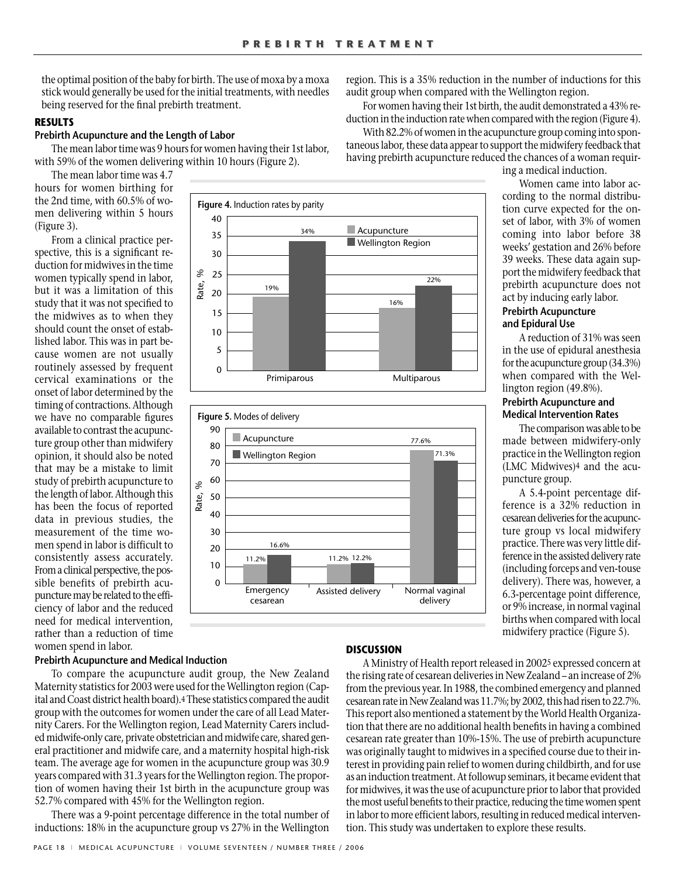the optimal position of the baby for birth. The use of moxa by a moxa stick would generally be used for the initial treatments, with needles being reserved for the final prebirth treatment.

## RESULTS

### Prebirth Acupuncture and the Length of Labor

The mean labor time was 9 hours for women having their 1st labor, with 59% of the women delivering within 10 hours (Figure 2).

The mean labor time was 4.7 hours for women birthing for the 2nd time, with 60.5% of women delivering within 5 hours (Figure 3).

From a clinical practice perspective, this is a significant reduction for midwives in the time women typically spend in labor, but it was a limitation of this study that it was not specified to the midwives as to when they should count the onset of established labor. This was in part because women are not usually routinely assessed by frequent cervical examinations or the onset of labor determined by the timing of contractions. Although we have no comparable figures available to contrast the acupuncture group other than midwifery opinion, it should also be noted that may be a mistake to limit study of prebirth acupuncture to the length of labor. Although this has been the focus of reported data in previous studies, the measurement of the time women spend in labor is difficult to consistently assess accurately. From a clinical perspective, the possible benefits of prebirth acupuncture may be related to the efficiency of labor and the reduced need for medical intervention, rather than a reduction of time women spend in labor.

**Figure 4.** Induction rates by parity

| | Acupuncture | Wellington Region |
|---|---|---|
| Primiparous | 19% | 34% |
| Multiparous | 16% | 22% |

**Figure 5.** Modes of delivery

| | Acupuncture | Wellington Region |
|---|---|---|
| Emergency cesarean | 11.2% | 16.6% |
| Assisted delivery | 11.2% | 12.2% |
| Normal vaginal delivery | 77.6% | 71.3% |

### Prebirth Acupuncture and Medical Induction

To compare the acupuncture audit group, the New Zealand Maternity statistics for 2003 were used for the Wellington region (Capital and Coast district health board).[4] These statistics compared the audit group with the outcomes for women under the care of all Lead Maternity Carers. For the Wellington region, Lead Maternity Carers included midwife-only care, private obstetrician and midwife care, shared general practitioner and midwife care, and a maternity hospital high-risk team. The average age for women in the acupuncture group was 30.9 years compared with 31.3 years for the Wellington region. The proportion of women having their 1st birth in the acupuncture group was 52.7% compared with 45% for the Wellington region.

There was a 9-point percentage difference in the total number of inductions: 18% in the acupuncture group vs 27% in the Wellington region. This is a 35% reduction in the number of inductions for this audit group when compared with the Wellington region.

For women having their 1st birth, the audit demonstrated a 43% reduction in the induction rate when compared with the region (Figure 4).

With 82.2% of women in the acupuncture group coming into spontaneous labor, these data appear to support the midwifery feedback that having prebirth acupuncture reduced the chances of a woman requiring a medical induction.

Women came into labor according to the normal distribution curve expected for the onset of labor, with 3% of women coming into labor before 38 weeks' gestation and 26% before 39 weeks. These data again support the midwifery feedback that prebirth acupuncture does not act by inducing early labor.

### Prebirth Acupuncture and Epidural Use

A reduction of 31% was seen in the use of epidural anesthesia for the acupuncture group (34.3%) when compared with the Wellington region (49.8%).

### Prebirth Acupuncture and Medical Intervention Rates

The comparison was able to be made between midwifery-only practice in the Wellington region (LMC Midwives)[4] and the acupuncture group.

A 5.4-point percentage difference is a 32% reduction in cesarean deliveries for the acupuncture group vs local midwifery practice. There was very little difference in the assisted delivery rate (including forceps and ven-touse delivery). There was, however, a 6.3-percentage point difference, or 9% increase, in normal vaginal births when compared with local midwifery practice (Figure 5).

## DISCUSSION

A Ministry of Health report released in 2002[5] expressed concern at the rising rate of cesarean deliveries in New Zealand – an increase of 2% from the previous year. In 1988, the combined emergency and planned cesarean rate in New Zealand was 11.7%; by 2002, this had risen to 22.7%. This report also mentioned a statement by the World Health Organization that there are no additional health benefits in having a combined cesarean rate greater than 10%-15%. The use of prebirth acupuncture was originally taught to midwives in a specified course due to their interest in providing pain relief to women during childbirth, and for use as an induction treatment. At followup seminars, it became evident that for midwives, it was the use of acupuncture prior to labor that provided the most useful benefits to their practice, reducing the time women spent in labor to more efficient labors, resulting in reduced medical intervention. This study was undertaken to explore these results.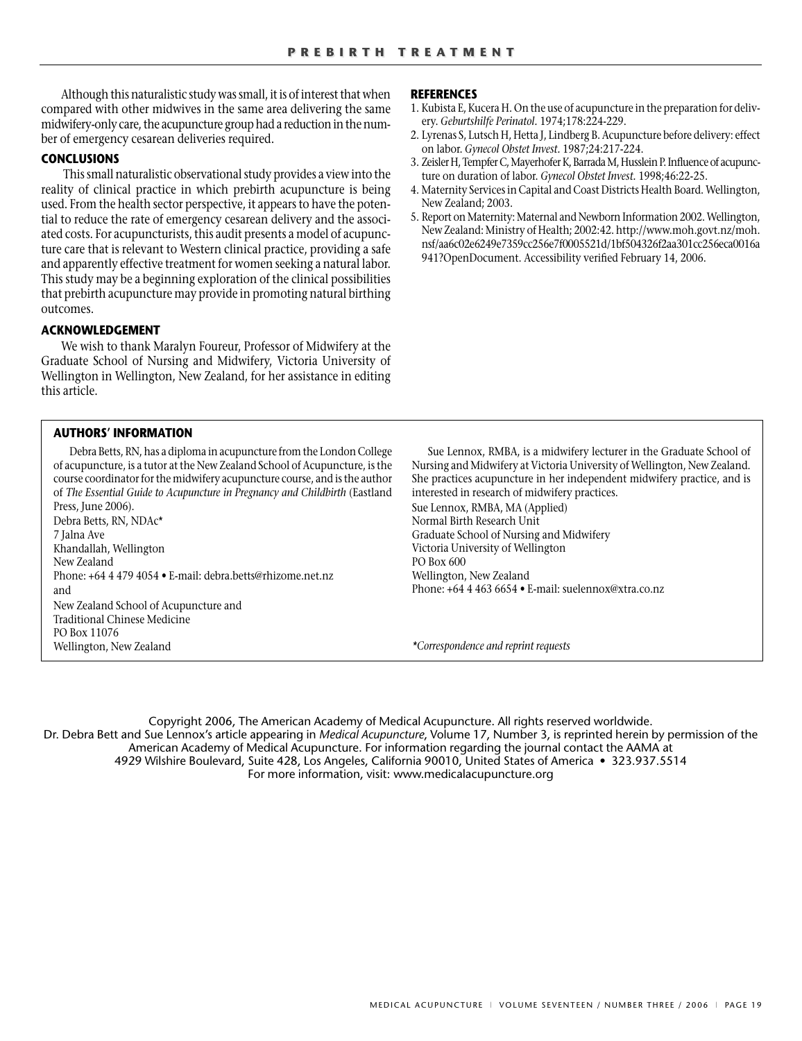Although this naturalistic study was small, it is of interest that when compared with other midwives in the same area delivering the same midwifery-only care, the acupuncture group had a reduction in the number of emergency cesarean deliveries required.

## CONCLUSIONS

This small naturalistic observational study provides a view into the reality of clinical practice in which prebirth acupuncture is being used. From the health sector perspective, it appears to have the potential to reduce the rate of emergency cesarean delivery and the associated costs. For acupuncturists, this audit presents a model of acupuncture care that is relevant to Western clinical practice, providing a safe and apparently effective treatment for women seeking a natural labor. This study may be a beginning exploration of the clinical possibilities that prebirth acupuncture may provide in promoting natural birthing outcomes.

## ACKNOWLEDGEMENT

We wish to thank Maralyn Foureur, Professor of Midwifery at the Graduate School of Nursing and Midwifery, Victoria University of Wellington in Wellington, New Zealand, for her assistance in editing this article.

## REFERENCES

1. Kubista E, Kucera H. On the use of acupuncture in the preparation for delivery. *Geburtshilfe Perinatol.* 1974;178:224-229.
2. Lyrenas S, Lutsch H, Hetta J, Lindberg B. Acupuncture before delivery: effect on labor. *Gynecol Obstet Invest.* 1987;24:217-224.
3. Zeisler H, Tempfer C, Mayerhofer K, Barrada M, Husslein P. Influence of acupuncture on duration of labor. *Gynecol Obstet Invest.* 1998;46:22-25.
4. Maternity Services in Capital and Coast Districts Health Board. Wellington, New Zealand; 2003.
5. Report on Maternity: Maternal and Newborn Information 2002. Wellington, New Zealand: Ministry of Health; 2002:42. http://www.moh.govt.nz/moh.nsf/aa6c02e6249e7359cc256e7f0005521d/1bf504326f2aa301cc256eca0016a941?OpenDocument. Accessibility verified February 14, 2006.

## AUTHORS' INFORMATION

Debra Betts, RN, has a diploma in acupuncture from the London College of acupuncture, is a tutor at the New Zealand School of Acupuncture, is the course coordinator for the midwifery acupuncture course, and is the author of *The Essential Guide to Acupuncture in Pregnancy and Childbirth* (Eastland Press, June 2006).

Debra Betts, RN, NDAc*  
7 Jalna Ave  
Khandallah, Wellington  
New Zealand  
Phone: +64 4 479 4054 • E-mail: debra.betts@rhizome.net.nz  
and  
New Zealand School of Acupuncture and  
Traditional Chinese Medicine  
PO Box 11076  
Wellington, New Zealand

Sue Lennox, RMBA, is a midwifery lecturer in the Graduate School of Nursing and Midwifery at Victoria University of Wellington, New Zealand. She practices acupuncture in her independent midwifery practice, and is interested in research of midwifery practices.

Sue Lennox, RMBA, MA (Applied)  
Normal Birth Research Unit  
Graduate School of Nursing and Midwifery  
Victoria University of Wellington  
PO Box 600  
Wellington, New Zealand  
Phone: +64 4 463 6654 • E-mail: suelennox@xtra.co.nz

*\*Correspondence and reprint requests*

Copyright 2006, The American Academy of Medical Acupuncture. All rights reserved worldwide.
Dr. Debra Bett and Sue Lennox's article appearing in *Medical Acupuncture*, Volume 17, Number 3, is reprinted herein by permission of the American Academy of Medical Acupuncture. For information regarding the journal contact the AAMA at 4929 Wilshire Boulevard, Suite 428, Los Angeles, California 90010, United States of America • 323.937.5514
For more information, visit: www.medicalacupuncture.org